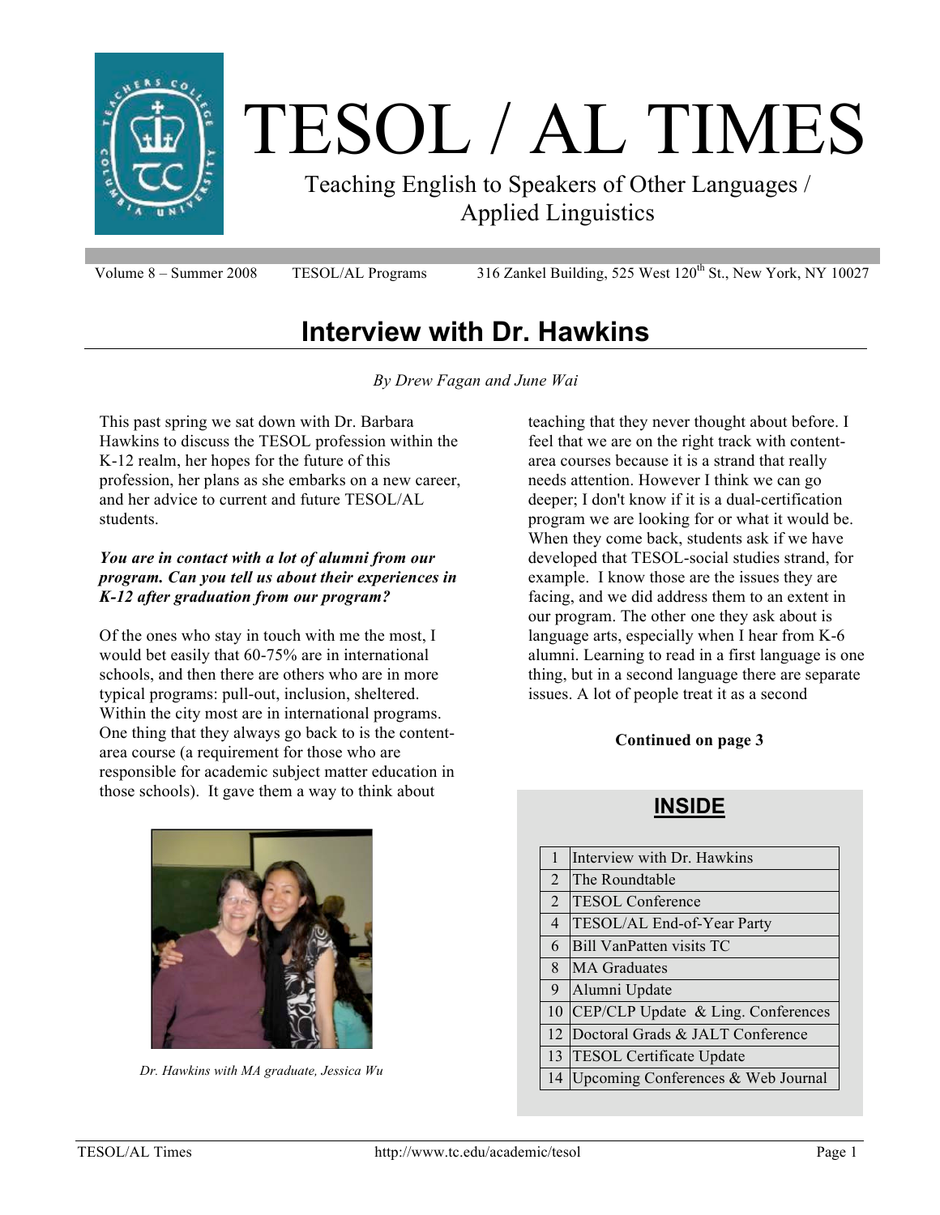# TESOL / AL TIMES

Teaching English to Speakers of Other Languages / Applied Linguistics

Volume 8 – Summer 2008 TESOL/AL Programs 316 Zankel Building, 525 West 120th St., New York, NY 10027

## Interview with Dr. Hawkins

*By Drew Fagan and June Wai*

This past spring we sat down with Dr. Barbara Hawkins to discuss the TESOL profession within the K-12 realm, her hopes for the future of this profession, her plans as she embarks on a new career, and her advice to current and future TESOL/AL students.

***You are in contact with a lot of alumni from our program. Can you tell us about their experiences in K-12 after graduation from our program?***

Of the ones who stay in touch with me the most, I would bet easily that 60-75% are in international schools, and then there are others who are in more typical programs: pull-out, inclusion, sheltered. Within the city most are in international programs. One thing that they always go back to is the content-area course (a requirement for those who are responsible for academic subject matter education in those schools). It gave them a way to think about teaching that they never thought about before. I feel that we are on the right track with content-area courses because it is a strand that really needs attention. However I think we can go deeper; I don't know if it is a dual-certification program we are looking for or what it would be. When they come back, students ask if we have developed that TESOL-social studies strand, for example. I know those are the issues they are facing, and we did address them to an extent in our program. The other one they ask about is language arts, especially when I hear from K-6 alumni. Learning to read in a first language is one thing, but in a second language there are separate issues. A lot of people treat it as a second

**Continued on page 3**

*Dr. Hawkins with MA graduate, Jessica Wu*

### INSIDE

| | |
|---|---|
| 1 | Interview with Dr. Hawkins |
| 2 | The Roundtable |
| 2 | TESOL Conference |
| 4 | TESOL/AL End-of-Year Party |
| 6 | Bill VanPatten visits TC |
| 8 | MA Graduates |
| 9 | Alumni Update |
| 10 | CEP/CLP Update & Ling. Conferences |
| 12 | Doctoral Grads & JALT Conference |
| 13 | TESOL Certificate Update |
| 14 | Upcoming Conferences & Web Journal |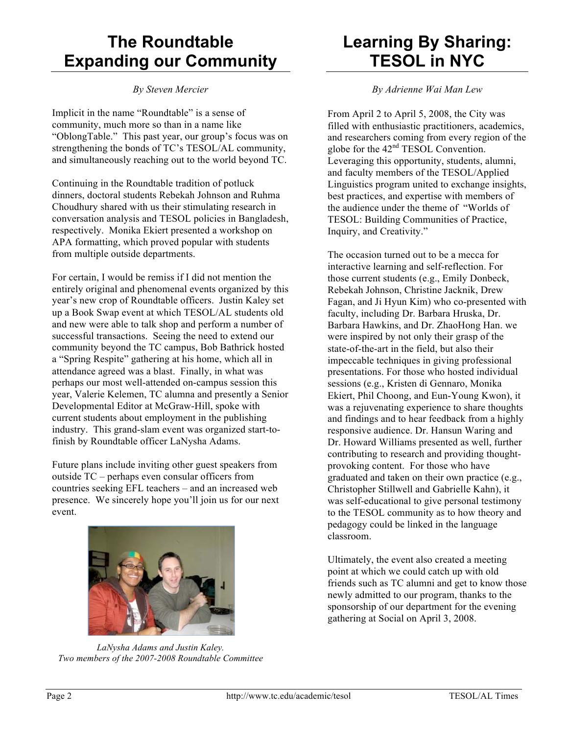# The Roundtable Expanding our Community

*By Steven Mercier*

Implicit in the name "Roundtable" is a sense of community, much more so than in a name like "OblongTable." This past year, our group's focus was on strengthening the bonds of TC's TESOL/AL community, and simultaneously reaching out to the world beyond TC.

Continuing in the Roundtable tradition of potluck dinners, doctoral students Rebekah Johnson and Ruhma Choudhury shared with us their stimulating research in conversation analysis and TESOL policies in Bangladesh, respectively. Monika Ekiert presented a workshop on APA formatting, which proved popular with students from multiple outside departments.

For certain, I would be remiss if I did not mention the entirely original and phenomenal events organized by this year's new crop of Roundtable officers. Justin Kaley set up a Book Swap event at which TESOL/AL students old and new were able to talk shop and perform a number of successful transactions. Seeing the need to extend our community beyond the TC campus, Bob Bathrick hosted a "Spring Respite" gathering at his home, which all in attendance agreed was a blast. Finally, in what was perhaps our most well-attended on-campus session this year, Valerie Kelemen, TC alumna and presently a Senior Developmental Editor at McGraw-Hill, spoke with current students about employment in the publishing industry. This grand-slam event was organized start-to-finish by Roundtable officer LaNysha Adams.

Future plans include inviting other guest speakers from outside TC – perhaps even consular officers from countries seeking EFL teachers – and an increased web presence. We sincerely hope you'll join us for our next event.

*LaNysha Adams and Justin Kaley. Two members of the 2007-2008 Roundtable Committee*

# Learning By Sharing: TESOL in NYC

*By Adrienne Wai Man Lew*

From April 2 to April 5, 2008, the City was filled with enthusiastic practitioners, academics, and researchers coming from every region of the globe for the 42nd TESOL Convention. Leveraging this opportunity, students, alumni, and faculty members of the TESOL/Applied Linguistics program united to exchange insights, best practices, and expertise with members of the audience under the theme of "Worlds of TESOL: Building Communities of Practice, Inquiry, and Creativity."

The occasion turned out to be a mecca for interactive learning and self-reflection. For those current students (e.g., Emily Donbeck, Rebekah Johnson, Christine Jacknik, Drew Fagan, and Ji Hyun Kim) who co-presented with faculty, including Dr. Barbara Hruska, Dr. Barbara Hawkins, and Dr. ZhaoHong Han. we were inspired by not only their grasp of the state-of-the-art in the field, but also their impeccable techniques in giving professional presentations. For those who hosted individual sessions (e.g., Kristen di Gennaro, Monika Ekiert, Phil Choong, and Eun-Young Kwon), it was a rejuvenating experience to share thoughts and findings and to hear feedback from a highly responsive audience. Dr. Hansun Waring and Dr. Howard Williams presented as well, further contributing to research and providing thought-provoking content. For those who have graduated and taken on their own practice (e.g., Christopher Stillwell and Gabrielle Kahn), it was self-educational to give personal testimony to the TESOL community as to how theory and pedagogy could be linked in the language classroom.

Ultimately, the event also created a meeting point at which we could catch up with old friends such as TC alumni and get to know those newly admitted to our program, thanks to the sponsorship of our department for the evening gathering at Social on April 3, 2008.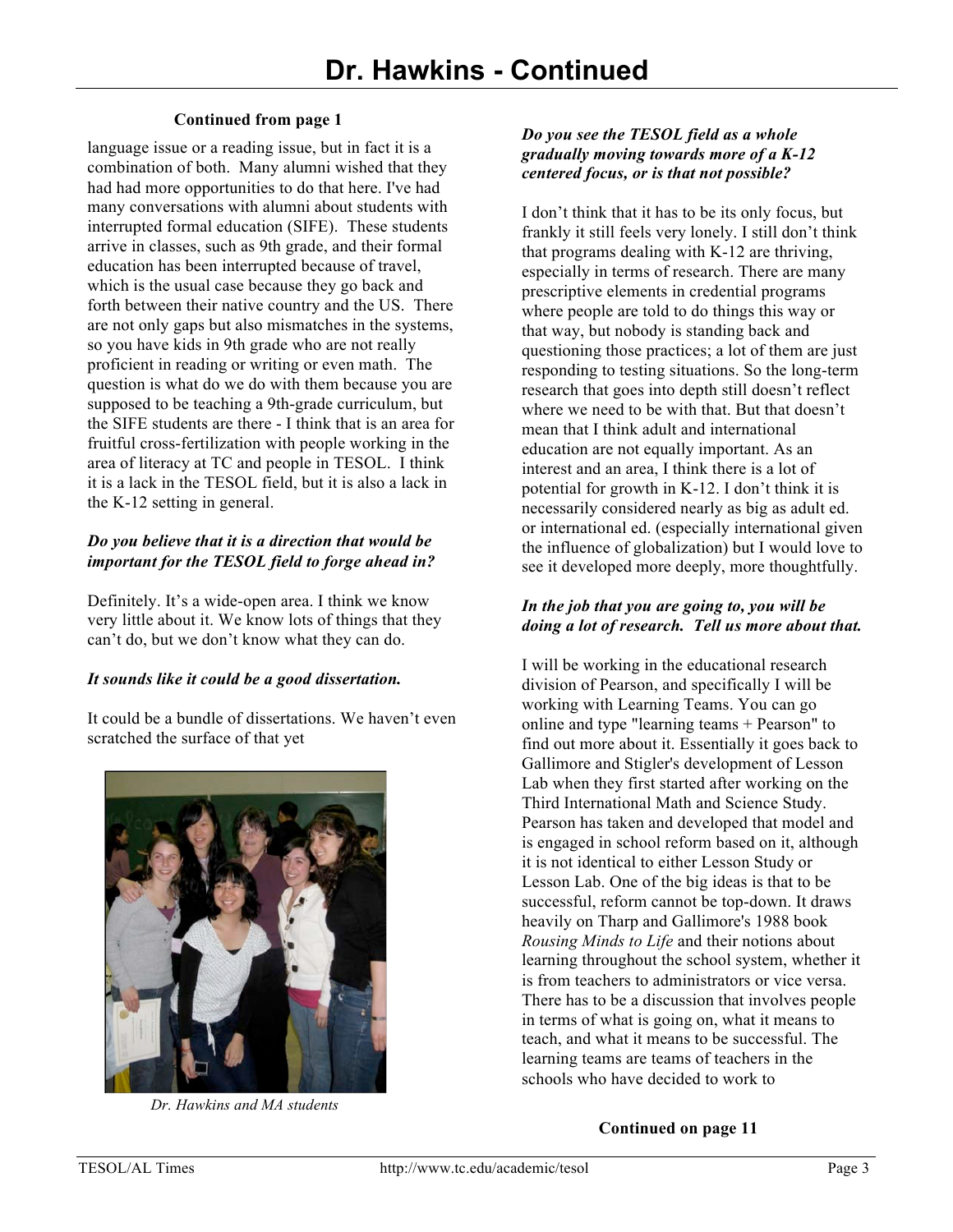# Dr. Hawkins - Continued

**Continued from page 1**

language issue or a reading issue, but in fact it is a combination of both. Many alumni wished that they had had more opportunities to do that here. I've had many conversations with alumni about students with interrupted formal education (SIFE). These students arrive in classes, such as 9th grade, and their formal education has been interrupted because of travel, which is the usual case because they go back and forth between their native country and the US. There are not only gaps but also mismatches in the systems, so you have kids in 9th grade who are not really proficient in reading or writing or even math. The question is what do we do with them because you are supposed to be teaching a 9th-grade curriculum, but the SIFE students are there - I think that is an area for fruitful cross-fertilization with people working in the area of literacy at TC and people in TESOL. I think it is a lack in the TESOL field, but it is also a lack in the K-12 setting in general.

***Do you believe that it is a direction that would be important for the TESOL field to forge ahead in?***

Definitely. It's a wide-open area. I think we know very little about it. We know lots of things that they can't do, but we don't know what they can do.

***It sounds like it could be a good dissertation.***

It could be a bundle of dissertations. We haven't even scratched the surface of that yet

*Dr. Hawkins and MA students*

***Do you see the TESOL field as a whole gradually moving towards more of a K-12 centered focus, or is that not possible?***

I don't think that it has to be its only focus, but frankly it still feels very lonely. I still don't think that programs dealing with K-12 are thriving, especially in terms of research. There are many prescriptive elements in credential programs where people are told to do things this way or that way, but nobody is standing back and questioning those practices; a lot of them are just responding to testing situations. So the long-term research that goes into depth still doesn't reflect where we need to be with that. But that doesn't mean that I think adult and international education are not equally important. As an interest and an area, I think there is a lot of potential for growth in K-12. I don't think it is necessarily considered nearly as big as adult ed. or international ed. (especially international given the influence of globalization) but I would love to see it developed more deeply, more thoughtfully.

***In the job that you are going to, you will be doing a lot of research. Tell us more about that.***

I will be working in the educational research division of Pearson, and specifically I will be working with Learning Teams. You can go online and type "learning teams + Pearson" to find out more about it. Essentially it goes back to Gallimore and Stigler's development of Lesson Lab when they first started after working on the Third International Math and Science Study. Pearson has taken and developed that model and is engaged in school reform based on it, although it is not identical to either Lesson Study or Lesson Lab. One of the big ideas is that to be successful, reform cannot be top-down. It draws heavily on Tharp and Gallimore's 1988 book *Rousing Minds to Life* and their notions about learning throughout the school system, whether it is from teachers to administrators or vice versa. There has to be a discussion that involves people in terms of what is going on, what it means to teach, and what it means to be successful. The learning teams are teams of teachers in the schools who have decided to work to

**Continued on page 11**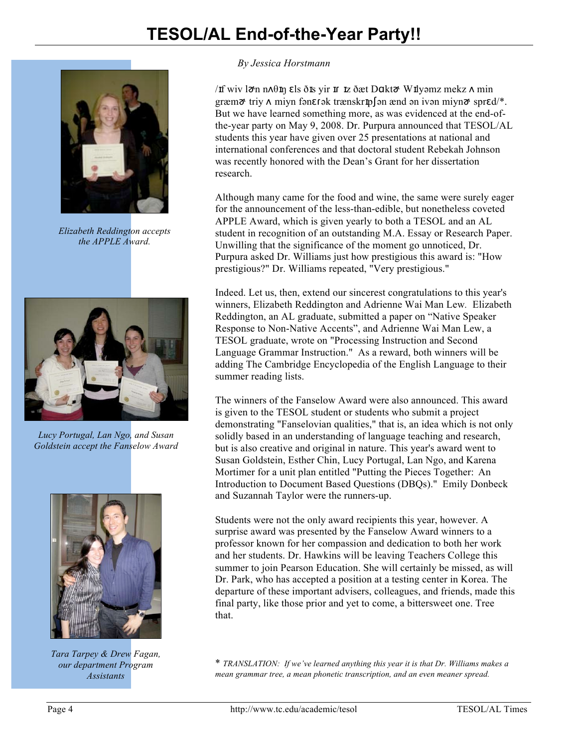# TESOL/AL End-of-the-Year Party!!

*By Jessica Horstmann*

/ɪf wiv lɚn nʌθɪŋ ɛls ðɪs yir ɪr ɪz ðæt Dɑktɚ Wɪlyəmz mekz ʌ min græmɚ triy ʌ miyn fənɛɾək trænskrɪpʃən ænd ən ivən miynɚ sprɛd/*. But we have learned something more, as was evidenced at the end-of-the-year party on May 9, 2008. Dr. Purpura announced that TESOL/AL students this year have given over 25 presentations at national and international conferences and that doctoral student Rebekah Johnson was recently honored with the Dean's Grant for her dissertation research.

Although many came for the food and wine, the same were surely eager for the announcement of the less-than-edible, but nonetheless coveted APPLE Award, which is given yearly to both a TESOL and an AL student in recognition of an outstanding M.A. Essay or Research Paper. Unwilling that the significance of the moment go unnoticed, Dr. Purpura asked Dr. Williams just how prestigious this award is: "How prestigious?" Dr. Williams repeated, "Very prestigious."

Indeed. Let us, then, extend our sincerest congratulations to this year's winners, Elizabeth Reddington and Adrienne Wai Man Lew. Elizabeth Reddington, an AL graduate, submitted a paper on "Native Speaker Response to Non-Native Accents", and Adrienne Wai Man Lew, a TESOL graduate, wrote on "Processing Instruction and Second Language Grammar Instruction." As a reward, both winners will be adding The Cambridge Encyclopedia of the English Language to their summer reading lists.

*Elizabeth Reddington accepts the APPLE Award.*

The winners of the Fanselow Award were also announced. This award is given to the TESOL student or students who submit a project demonstrating "Fanselovian qualities," that is, an idea which is not only solidly based in an understanding of language teaching and research, but is also creative and original in nature. This year's award went to Susan Goldstein, Esther Chin, Lucy Portugal, Lan Ngo, and Karena Mortimer for a unit plan entitled "Putting the Pieces Together: An Introduction to Document Based Questions (DBQs)." Emily Donbeck and Suzannah Taylor were the runners-up.

*Lucy Portugal, Lan Ngo, and Susan Goldstein accept the Fanselow Award*

Students were not the only award recipients this year, however. A surprise award was presented by the Fanselow Award winners to a professor known for her compassion and dedication to both her work and her students. Dr. Hawkins will be leaving Teachers College this summer to join Pearson Education. She will certainly be missed, as will Dr. Park, who has accepted a position at a testing center in Korea. The departure of these important advisers, colleagues, and friends, made this final party, like those prior and yet to come, a bittersweet one. Tree that.

*Tara Tarpey & Drew Fagan, our department Program Assistants*

\* *TRANSLATION: If we've learned anything this year it is that Dr. Williams makes a mean grammar tree, a mean phonetic transcription, and an even meaner spread.*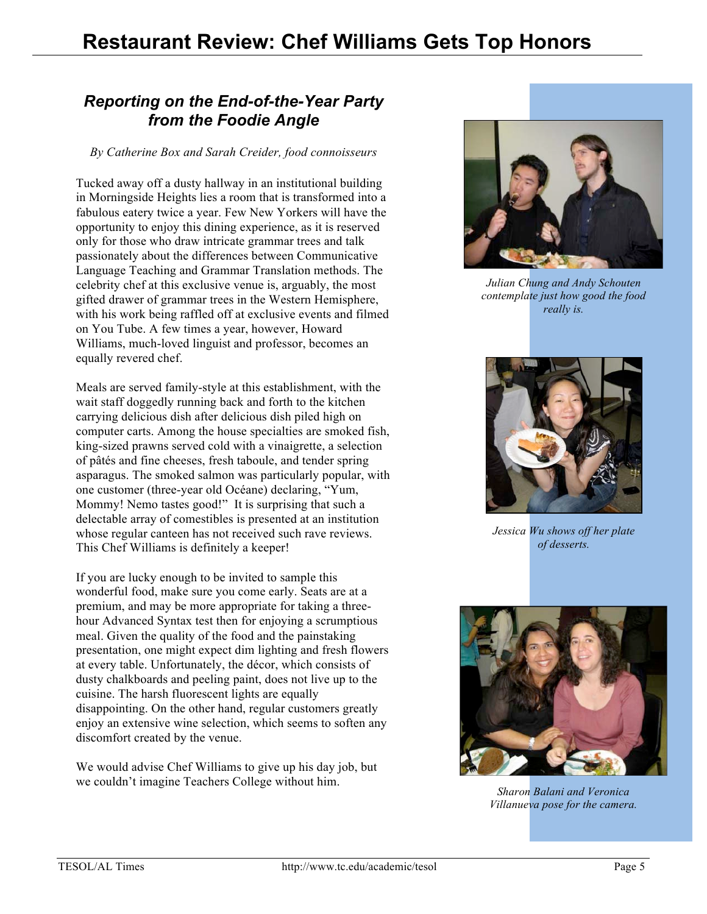# Restaurant Review: Chef Williams Gets Top Honors

## *Reporting on the End-of-the-Year Party from the Foodie Angle*

*By Catherine Box and Sarah Creider, food connoisseurs*

Tucked away off a dusty hallway in an institutional building in Morningside Heights lies a room that is transformed into a fabulous eatery twice a year. Few New Yorkers will have the opportunity to enjoy this dining experience, as it is reserved only for those who draw intricate grammar trees and talk passionately about the differences between Communicative Language Teaching and Grammar Translation methods. The celebrity chef at this exclusive venue is, arguably, the most gifted drawer of grammar trees in the Western Hemisphere, with his work being raffled off at exclusive events and filmed on You Tube. A few times a year, however, Howard Williams, much-loved linguist and professor, becomes an equally revered chef.

Meals are served family-style at this establishment, with the wait staff doggedly running back and forth to the kitchen carrying delicious dish after delicious dish piled high on computer carts. Among the house specialties are smoked fish, king-sized prawns served cold with a vinaigrette, a selection of pâtés and fine cheeses, fresh taboule, and tender spring asparagus. The smoked salmon was particularly popular, with one customer (three-year old Océane) declaring, "Yum, Mommy! Nemo tastes good!" It is surprising that such a delectable array of comestibles is presented at an institution whose regular canteen has not received such rave reviews. This Chef Williams is definitely a keeper!

If you are lucky enough to be invited to sample this wonderful food, make sure you come early. Seats are at a premium, and may be more appropriate for taking a three-hour Advanced Syntax test then for enjoying a scrumptious meal. Given the quality of the food and the painstaking presentation, one might expect dim lighting and fresh flowers at every table. Unfortunately, the décor, which consists of dusty chalkboards and peeling paint, does not live up to the cuisine. The harsh fluorescent lights are equally disappointing. On the other hand, regular customers greatly enjoy an extensive wine selection, which seems to soften any discomfort created by the venue.

We would advise Chef Williams to give up his day job, but we couldn't imagine Teachers College without him.

*Julian Chung and Andy Schouten contemplate just how good the food really is.*

*Jessica Wu shows off her plate of desserts.*

*Sharon Balani and Veronica Villanueva pose for the camera.*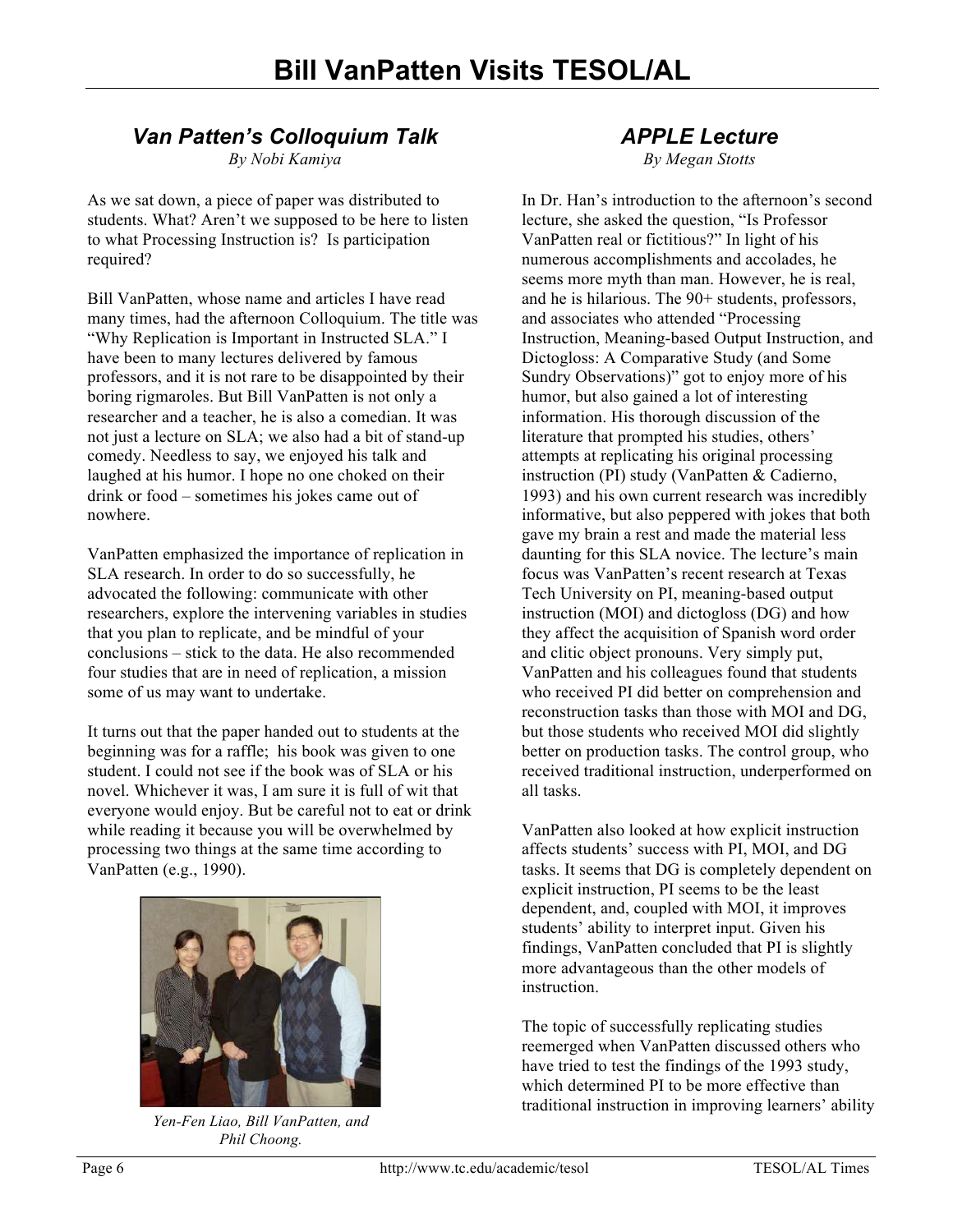# Bill VanPatten Visits TESOL/AL

## *Van Patten's Colloquium Talk*

*By Nobi Kamiya*

As we sat down, a piece of paper was distributed to students. What? Aren't we supposed to be here to listen to what Processing Instruction is? Is participation required?

Bill VanPatten, whose name and articles I have read many times, had the afternoon Colloquium. The title was "Why Replication is Important in Instructed SLA." I have been to many lectures delivered by famous professors, and it is not rare to be disappointed by their boring rigmaroles. But Bill VanPatten is not only a researcher and a teacher, he is also a comedian. It was not just a lecture on SLA; we also had a bit of stand-up comedy. Needless to say, we enjoyed his talk and laughed at his humor. I hope no one choked on their drink or food – sometimes his jokes came out of nowhere.

VanPatten emphasized the importance of replication in SLA research. In order to do so successfully, he advocated the following: communicate with other researchers, explore the intervening variables in studies that you plan to replicate, and be mindful of your conclusions – stick to the data. He also recommended four studies that are in need of replication, a mission some of us may want to undertake.

It turns out that the paper handed out to students at the beginning was for a raffle; his book was given to one student. I could not see if the book was of SLA or his novel. Whichever it was, I am sure it is full of wit that everyone would enjoy. But be careful not to eat or drink while reading it because you will be overwhelmed by processing two things at the same time according to VanPatten (e.g., 1990).

*Yen-Fen Liao, Bill VanPatten, and Phil Choong.*

## *APPLE Lecture*

*By Megan Stotts*

In Dr. Han's introduction to the afternoon's second lecture, she asked the question, "Is Professor VanPatten real or fictitious?" In light of his numerous accomplishments and accolades, he seems more myth than man. However, he is real, and he is hilarious. The 90+ students, professors, and associates who attended "Processing Instruction, Meaning-based Output Instruction, and Dictogloss: A Comparative Study (and Some Sundry Observations)" got to enjoy more of his humor, but also gained a lot of interesting information. His thorough discussion of the literature that prompted his studies, others' attempts at replicating his original processing instruction (PI) study (VanPatten & Cadierno, 1993) and his own current research was incredibly informative, but also peppered with jokes that both gave my brain a rest and made the material less daunting for this SLA novice. The lecture's main focus was VanPatten's recent research at Texas Tech University on PI, meaning-based output instruction (MOI) and dictogloss (DG) and how they affect the acquisition of Spanish word order and clitic object pronouns. Very simply put, VanPatten and his colleagues found that students who received PI did better on comprehension and reconstruction tasks than those with MOI and DG, but those students who received MOI did slightly better on production tasks. The control group, who received traditional instruction, underperformed on all tasks.

VanPatten also looked at how explicit instruction affects students' success with PI, MOI, and DG tasks. It seems that DG is completely dependent on explicit instruction, PI seems to be the least dependent, and, coupled with MOI, it improves students' ability to interpret input. Given his findings, VanPatten concluded that PI is slightly more advantageous than the other models of instruction.

The topic of successfully replicating studies reemerged when VanPatten discussed others who have tried to test the findings of the 1993 study, which determined PI to be more effective than traditional instruction in improving learners' ability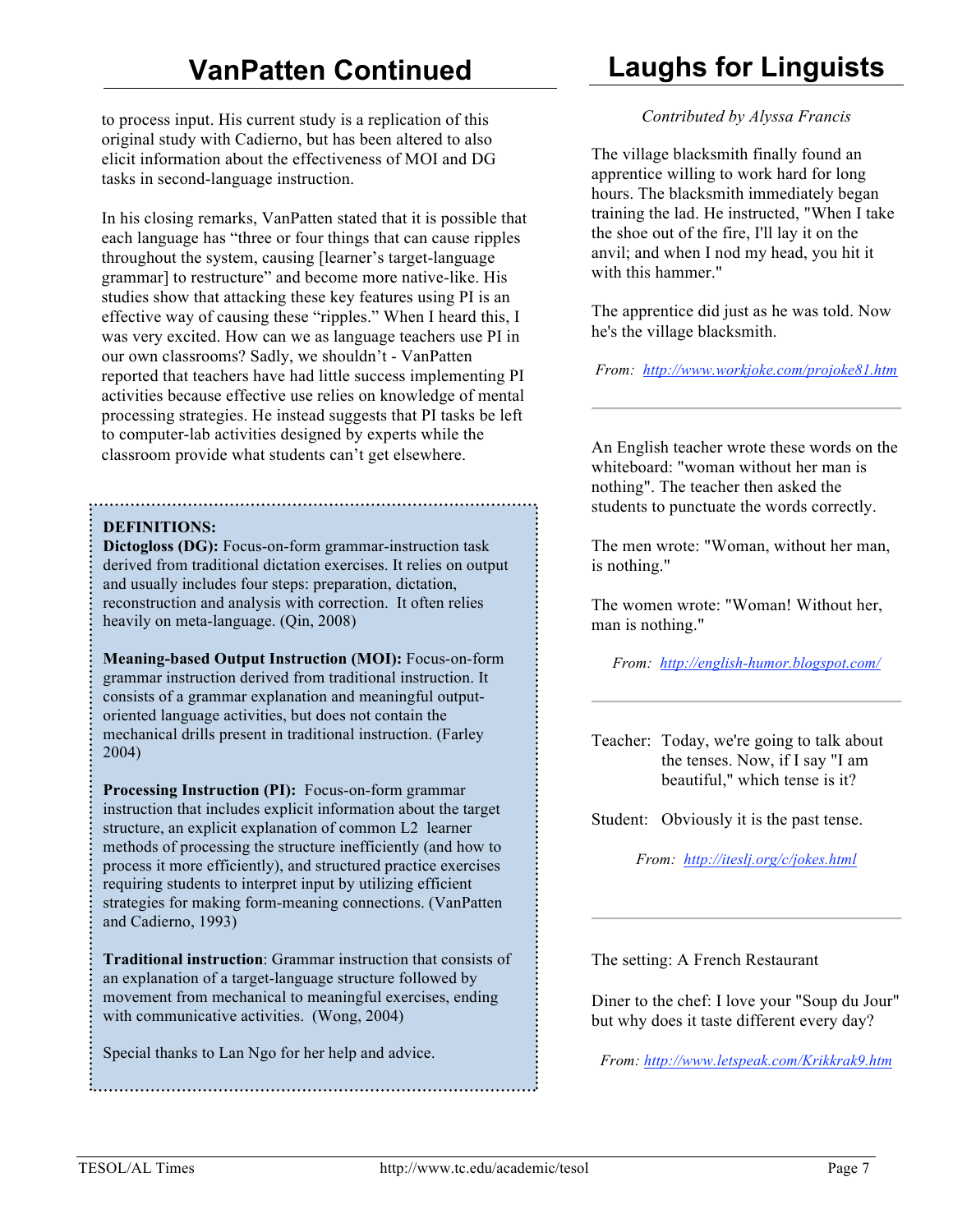# VanPatten Continued

to process input. His current study is a replication of this original study with Cadierno, but has been altered to also elicit information about the effectiveness of MOI and DG tasks in second-language instruction.

In his closing remarks, VanPatten stated that it is possible that each language has "three or four things that can cause ripples throughout the system, causing [learner's target-language grammar] to restructure" and become more native-like. His studies show that attacking these key features using PI is an effective way of causing these "ripples." When I heard this, I was very excited. How can we as language teachers use PI in our own classrooms? Sadly, we shouldn't - VanPatten reported that teachers have had little success implementing PI activities because effective use relies on knowledge of mental processing strategies. He instead suggests that PI tasks be left to computer-lab activities designed by experts while the classroom provide what students can't get elsewhere.

**DEFINITIONS:**

**Dictogloss (DG):** Focus-on-form grammar-instruction task derived from traditional dictation exercises. It relies on output and usually includes four steps: preparation, dictation, reconstruction and analysis with correction. It often relies heavily on meta-language. (Qin, 2008)

**Meaning-based Output Instruction (MOI):** Focus-on-form grammar instruction derived from traditional instruction. It consists of a grammar explanation and meaningful output-oriented language activities, but does not contain the mechanical drills present in traditional instruction. (Farley 2004)

**Processing Instruction (PI):** Focus-on-form grammar instruction that includes explicit information about the target structure, an explicit explanation of common L2 learner methods of processing the structure inefficiently (and how to process it more efficiently), and structured practice exercises requiring students to interpret input by utilizing efficient strategies for making form-meaning connections. (VanPatten and Cadierno, 1993)

**Traditional instruction**: Grammar instruction that consists of an explanation of a target-language structure followed by movement from mechanical to meaningful exercises, ending with communicative activities. (Wong, 2004)

Special thanks to Lan Ngo for her help and advice.

# Laughs for Linguists

*Contributed by Alyssa Francis*

The village blacksmith finally found an apprentice willing to work hard for long hours. The blacksmith immediately began training the lad. He instructed, "When I take the shoe out of the fire, I'll lay it on the anvil; and when I nod my head, you hit it with this hammer."

The apprentice did just as he was told. Now he's the village blacksmith.

*From:* http://www.workjoke.com/projoke81.htm

---

An English teacher wrote these words on the whiteboard: "woman without her man is nothing". The teacher then asked the students to punctuate the words correctly.

The men wrote: "Woman, without her man, is nothing."

The women wrote: "Woman! Without her, man is nothing."

*From:* http://english-humor.blogspot.com/

---

Teacher: Today, we're going to talk about the tenses. Now, if I say "I am beautiful," which tense is it?

Student: Obviously it is the past tense.

*From:* http://iteslj.org/c/jokes.html

---

The setting: A French Restaurant

Diner to the chef: I love your "Soup du Jour" but why does it taste different every day?

*From:* http://www.letspeak.com/Krikkrak9.htm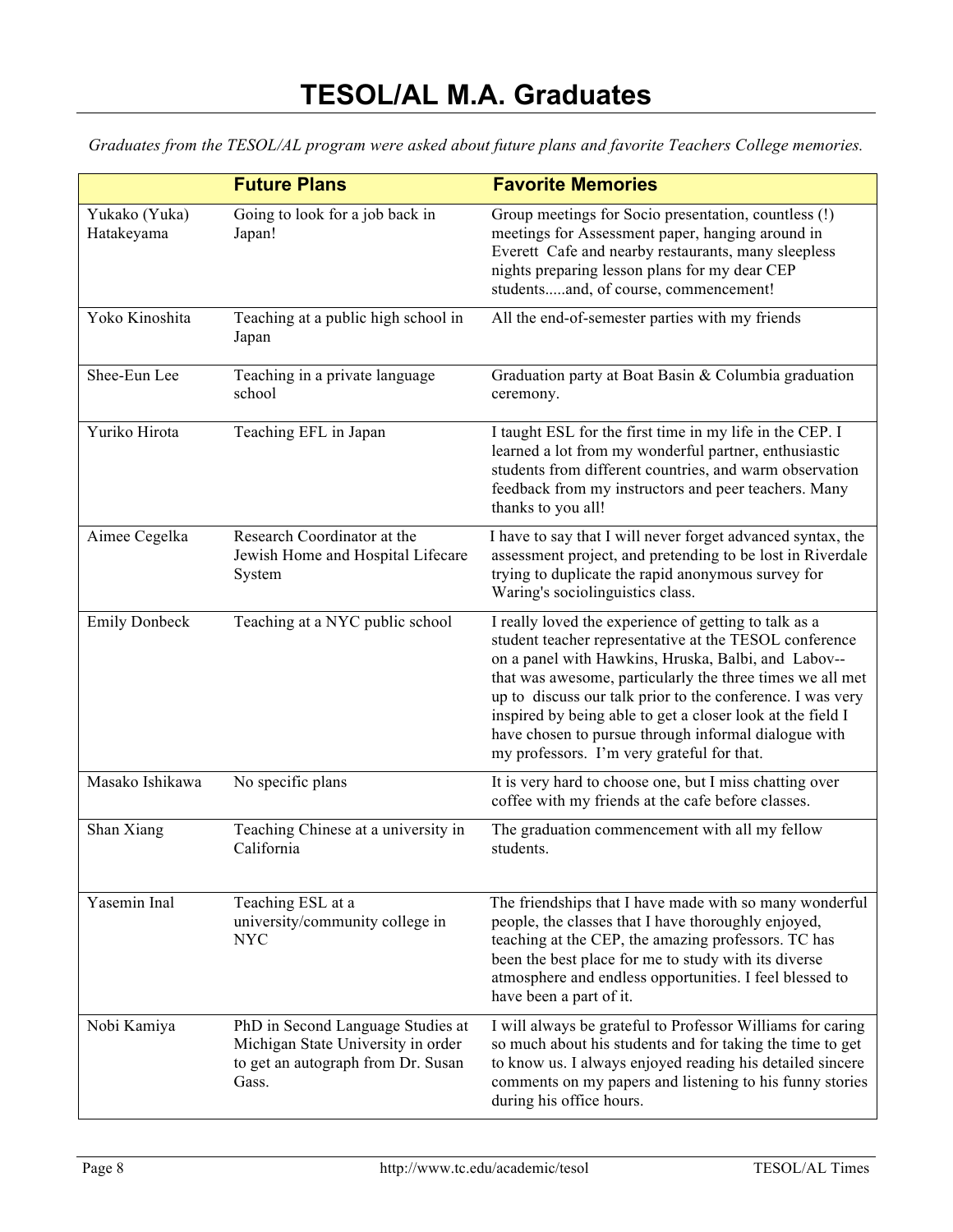# TESOL/AL M.A. Graduates

*Graduates from the TESOL/AL program were asked about future plans and favorite Teachers College memories.*

| | Future Plans | Favorite Memories |
|---|---|---|
| Yukako (Yuka) Hatakeyama | Going to look for a job back in Japan! | Group meetings for Socio presentation, countless (!) meetings for Assessment paper, hanging around in Everett Cafe and nearby restaurants, many sleepless nights preparing lesson plans for my dear CEP students.....and, of course, commencement! |
| Yoko Kinoshita | Teaching at a public high school in Japan | All the end-of-semester parties with my friends |
| Shee-Eun Lee | Teaching in a private language school | Graduation party at Boat Basin & Columbia graduation ceremony. |
| Yuriko Hirota | Teaching EFL in Japan | I taught ESL for the first time in my life in the CEP. I learned a lot from my wonderful partner, enthusiastic students from different countries, and warm observation feedback from my instructors and peer teachers. Many thanks to you all! |
| Aimee Cegelka | Research Coordinator at the Jewish Home and Hospital Lifecare System | I have to say that I will never forget advanced syntax, the assessment project, and pretending to be lost in Riverdale trying to duplicate the rapid anonymous survey for Waring's sociolinguistics class. |
| Emily Donbeck | Teaching at a NYC public school | I really loved the experience of getting to talk as a student teacher representative at the TESOL conference on a panel with Hawkins, Hruska, Balbi, and Labov--that was awesome, particularly the three times we all met up to discuss our talk prior to the conference. I was very inspired by being able to get a closer look at the field I have chosen to pursue through informal dialogue with my professors. I'm very grateful for that. |
| Masako Ishikawa | No specific plans | It is very hard to choose one, but I miss chatting over coffee with my friends at the cafe before classes. |
| Shan Xiang | Teaching Chinese at a university in California | The graduation commencement with all my fellow students. |
| Yasemin Inal | Teaching ESL at a university/community college in NYC | The friendships that I have made with so many wonderful people, the classes that I have thoroughly enjoyed, teaching at the CEP, the amazing professors. TC has been the best place for me to study with its diverse atmosphere and endless opportunities. I feel blessed to have been a part of it. |
| Nobi Kamiya | PhD in Second Language Studies at Michigan State University in order to get an autograph from Dr. Susan Gass. | I will always be grateful to Professor Williams for caring so much about his students and for taking the time to get to know us. I always enjoyed reading his detailed sincere comments on my papers and listening to his funny stories during his office hours. |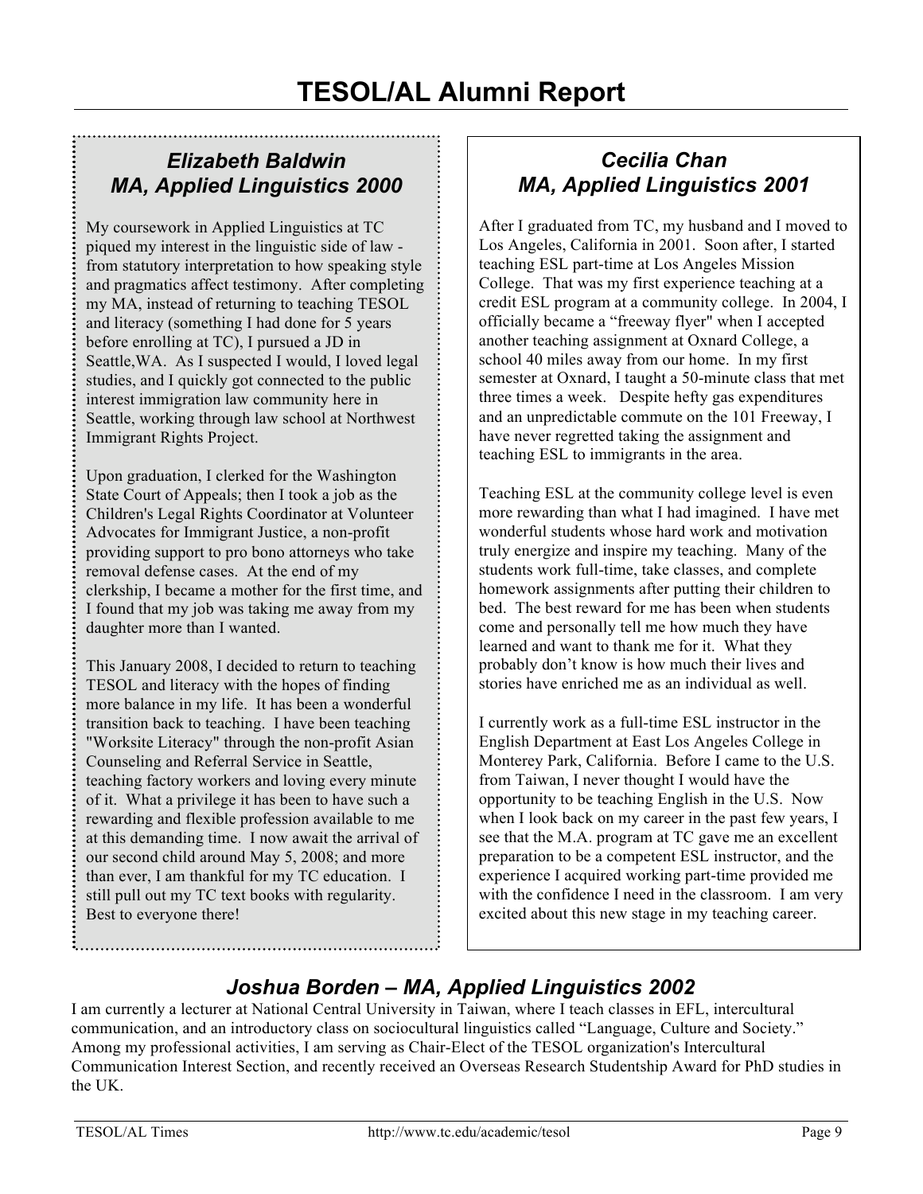# TESOL/AL Alumni Report

## *Elizabeth Baldwin*
## *MA, Applied Linguistics 2000*

My coursework in Applied Linguistics at TC piqued my interest in the linguistic side of law - from statutory interpretation to how speaking style and pragmatics affect testimony. After completing my MA, instead of returning to teaching TESOL and literacy (something I had done for 5 years before enrolling at TC), I pursued a JD in Seattle,WA. As I suspected I would, I loved legal studies, and I quickly got connected to the public interest immigration law community here in Seattle, working through law school at Northwest Immigrant Rights Project.

Upon graduation, I clerked for the Washington State Court of Appeals; then I took a job as the Children's Legal Rights Coordinator at Volunteer Advocates for Immigrant Justice, a non-profit providing support to pro bono attorneys who take removal defense cases. At the end of my clerkship, I became a mother for the first time, and I found that my job was taking me away from my daughter more than I wanted.

This January 2008, I decided to return to teaching TESOL and literacy with the hopes of finding more balance in my life. It has been a wonderful transition back to teaching. I have been teaching "Worksite Literacy" through the non-profit Asian Counseling and Referral Service in Seattle, teaching factory workers and loving every minute of it. What a privilege it has been to have such a rewarding and flexible profession available to me at this demanding time. I now await the arrival of our second child around May 5, 2008; and more than ever, I am thankful for my TC education. I still pull out my TC text books with regularity. Best to everyone there!

## *Cecilia Chan*
## *MA, Applied Linguistics 2001*

After I graduated from TC, my husband and I moved to Los Angeles, California in 2001. Soon after, I started teaching ESL part-time at Los Angeles Mission College. That was my first experience teaching at a credit ESL program at a community college. In 2004, I officially became a "freeway flyer" when I accepted another teaching assignment at Oxnard College, a school 40 miles away from our home. In my first semester at Oxnard, I taught a 50-minute class that met three times a week. Despite hefty gas expenditures and an unpredictable commute on the 101 Freeway, I have never regretted taking the assignment and teaching ESL to immigrants in the area.

Teaching ESL at the community college level is even more rewarding than what I had imagined. I have met wonderful students whose hard work and motivation truly energize and inspire my teaching. Many of the students work full-time, take classes, and complete homework assignments after putting their children to bed. The best reward for me has been when students come and personally tell me how much they have learned and want to thank me for it. What they probably don't know is how much their lives and stories have enriched me as an individual as well.

I currently work as a full-time ESL instructor in the English Department at East Los Angeles College in Monterey Park, California. Before I came to the U.S. from Taiwan, I never thought I would have the opportunity to be teaching English in the U.S. Now when I look back on my career in the past few years, I see that the M.A. program at TC gave me an excellent preparation to be a competent ESL instructor, and the experience I acquired working part-time provided me with the confidence I need in the classroom. I am very excited about this new stage in my teaching career.

## *Joshua Borden – MA, Applied Linguistics 2002*

I am currently a lecturer at National Central University in Taiwan, where I teach classes in EFL, intercultural communication, and an introductory class on sociocultural linguistics called "Language, Culture and Society." Among my professional activities, I am serving as Chair-Elect of the TESOL organization's Intercultural Communication Interest Section, and recently received an Overseas Research Studentship Award for PhD studies in the UK.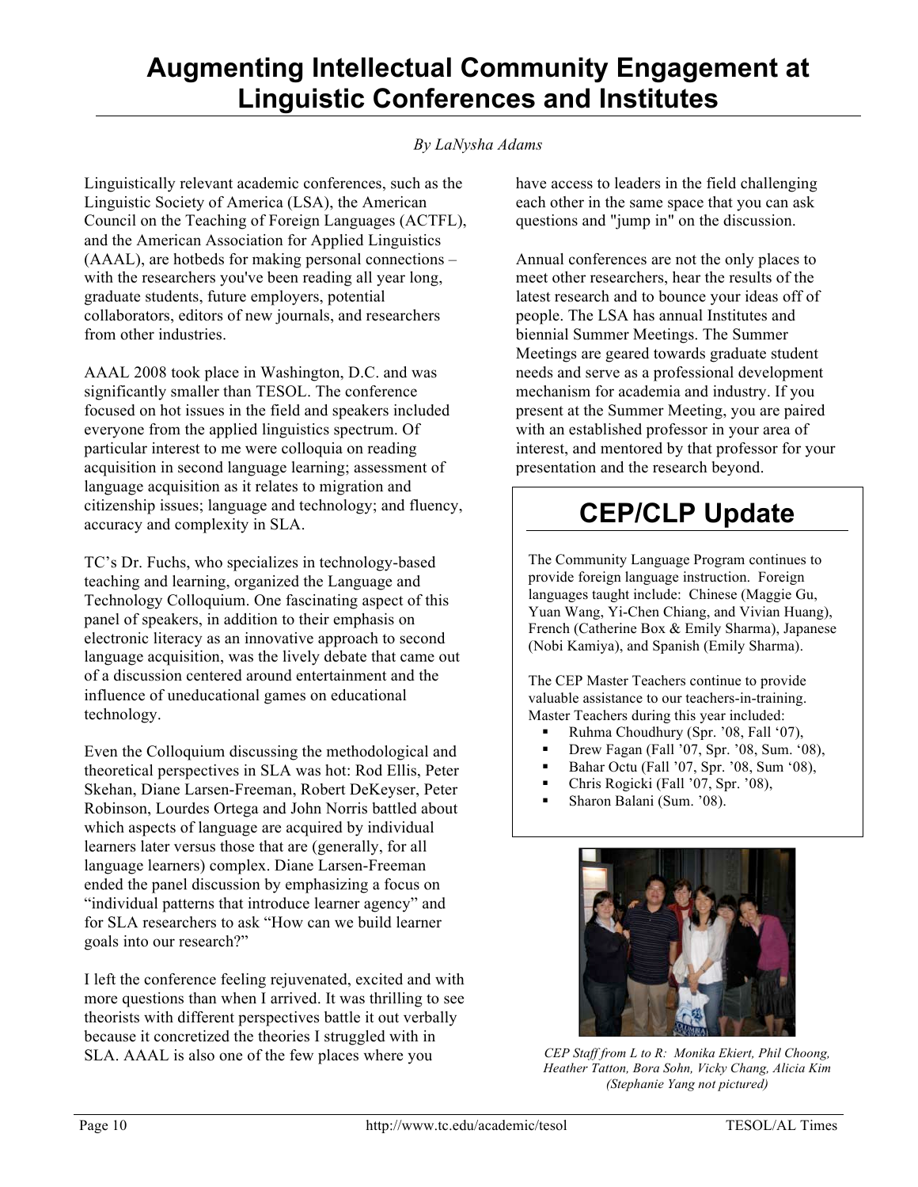# Augmenting Intellectual Community Engagement at Linguistic Conferences and Institutes

*By LaNysha Adams*

Linguistically relevant academic conferences, such as the Linguistic Society of America (LSA), the American Council on the Teaching of Foreign Languages (ACTFL), and the American Association for Applied Linguistics (AAAL), are hotbeds for making personal connections – with the researchers you've been reading all year long, graduate students, future employers, potential collaborators, editors of new journals, and researchers from other industries.

AAAL 2008 took place in Washington, D.C. and was significantly smaller than TESOL. The conference focused on hot issues in the field and speakers included everyone from the applied linguistics spectrum. Of particular interest to me were colloquia on reading acquisition in second language learning; assessment of language acquisition as it relates to migration and citizenship issues; language and technology; and fluency, accuracy and complexity in SLA.

TC's Dr. Fuchs, who specializes in technology-based teaching and learning, organized the Language and Technology Colloquium. One fascinating aspect of this panel of speakers, in addition to their emphasis on electronic literacy as an innovative approach to second language acquisition, was the lively debate that came out of a discussion centered around entertainment and the influence of uneducational games on educational technology.

Even the Colloquium discussing the methodological and theoretical perspectives in SLA was hot: Rod Ellis, Peter Skehan, Diane Larsen-Freeman, Robert DeKeyser, Peter Robinson, Lourdes Ortega and John Norris battled about which aspects of language are acquired by individual learners later versus those that are (generally, for all language learners) complex. Diane Larsen-Freeman ended the panel discussion by emphasizing a focus on "individual patterns that introduce learner agency" and for SLA researchers to ask "How can we build learner goals into our research?"

I left the conference feeling rejuvenated, excited and with more questions than when I arrived. It was thrilling to see theorists with different perspectives battle it out verbally because it concretized the theories I struggled with in SLA. AAAL is also one of the few places where you have access to leaders in the field challenging each other in the same space that you can ask questions and "jump in" on the discussion.

Annual conferences are not the only places to meet other researchers, hear the results of the latest research and to bounce your ideas off of people. The LSA has annual Institutes and biennial Summer Meetings. The Summer Meetings are geared towards graduate student needs and serve as a professional development mechanism for academia and industry. If you present at the Summer Meeting, you are paired with an established professor in your area of interest, and mentored by that professor for your presentation and the research beyond.

## CEP/CLP Update

The Community Language Program continues to provide foreign language instruction. Foreign languages taught include: Chinese (Maggie Gu, Yuan Wang, Yi-Chen Chiang, and Vivian Huang), French (Catherine Box & Emily Sharma), Japanese (Nobi Kamiya), and Spanish (Emily Sharma).

The CEP Master Teachers continue to provide valuable assistance to our teachers-in-training. Master Teachers during this year included:

- Ruhma Choudhury (Spr. '08, Fall '07),
- Drew Fagan (Fall '07, Spr. '08, Sum. '08),
- Bahar Octu (Fall '07, Spr. '08, Sum '08),
- Chris Rogicki (Fall '07, Spr. '08),
- Sharon Balani (Sum. '08).

*CEP Staff from L to R: Monika Ekiert, Phil Choong, Heather Tatton, Bora Sohn, Vicky Chang, Alicia Kim (Stephanie Yang not pictured)*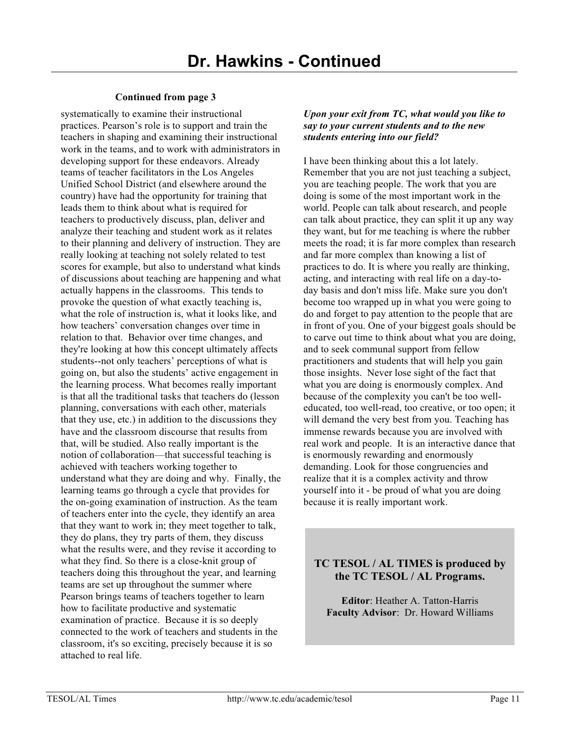# Dr. Hawkins - Continued

**Continued from page 3**

systematically to examine their instructional practices. Pearson's role is to support and train the teachers in shaping and examining their instructional work in the teams, and to work with administrators in developing support for these endeavors. Already teams of teacher facilitators in the Los Angeles Unified School District (and elsewhere around the country) have had the opportunity for training that leads them to think about what is required for teachers to productively discuss, plan, deliver and analyze their teaching and student work as it relates to their planning and delivery of instruction. They are really looking at teaching not solely related to test scores for example, but also to understand what kinds of discussions about teaching are happening and what actually happens in the classrooms. This tends to provoke the question of what exactly teaching is, what the role of instruction is, what it looks like, and how teachers' conversation changes over time in relation to that. Behavior over time changes, and they're looking at how this concept ultimately affects students--not only teachers' perceptions of what is going on, but also the students' active engagement in the learning process. What becomes really important is that all the traditional tasks that teachers do (lesson planning, conversations with each other, materials that they use, etc.) in addition to the discussions they have and the classroom discourse that results from that, will be studied. Also really important is the notion of collaboration—that successful teaching is achieved with teachers working together to understand what they are doing and why. Finally, the learning teams go through a cycle that provides for the on-going examination of instruction. As the team of teachers enter into the cycle, they identify an area that they want to work in; they meet together to talk, they do plans, they try parts of them, they discuss what the results were, and they revise it according to what they find. So there is a close-knit group of teachers doing this throughout the year, and learning teams are set up throughout the summer where Pearson brings teams of teachers together to learn how to facilitate productive and systematic examination of practice. Because it is so deeply connected to the work of teachers and students in the classroom, it's so exciting, precisely because it is so attached to real life.

***Upon your exit from TC, what would you like to say to your current students and to the new students entering into our field?***

I have been thinking about this a lot lately. Remember that you are not just teaching a subject, you are teaching people. The work that you are doing is some of the most important work in the world. People can talk about research, and people can talk about practice, they can split it up any way they want, but for me teaching is where the rubber meets the road; it is far more complex than research and far more complex than knowing a list of practices to do. It is where you really are thinking, acting, and interacting with real life on a day-to-day basis and don't miss life. Make sure you don't become too wrapped up in what you were going to do and forget to pay attention to the people that are in front of you. One of your biggest goals should be to carve out time to think about what you are doing, and to seek communal support from fellow practitioners and students that will help you gain those insights. Never lose sight of the fact that what you are doing is enormously complex. And because of the complexity you can't be too well-educated, too well-read, too creative, or too open; it will demand the very best from you. Teaching has immense rewards because you are involved with real work and people. It is an interactive dance that is enormously rewarding and enormously demanding. Look for those congruencies and realize that it is a complex activity and throw yourself into it - be proud of what you are doing because it is really important work.

**TC TESOL / AL TIMES is produced by the TC TESOL / AL Programs.**

**Editor**: Heather A. Tatton-Harris
**Faculty Advisor**: Dr. Howard Williams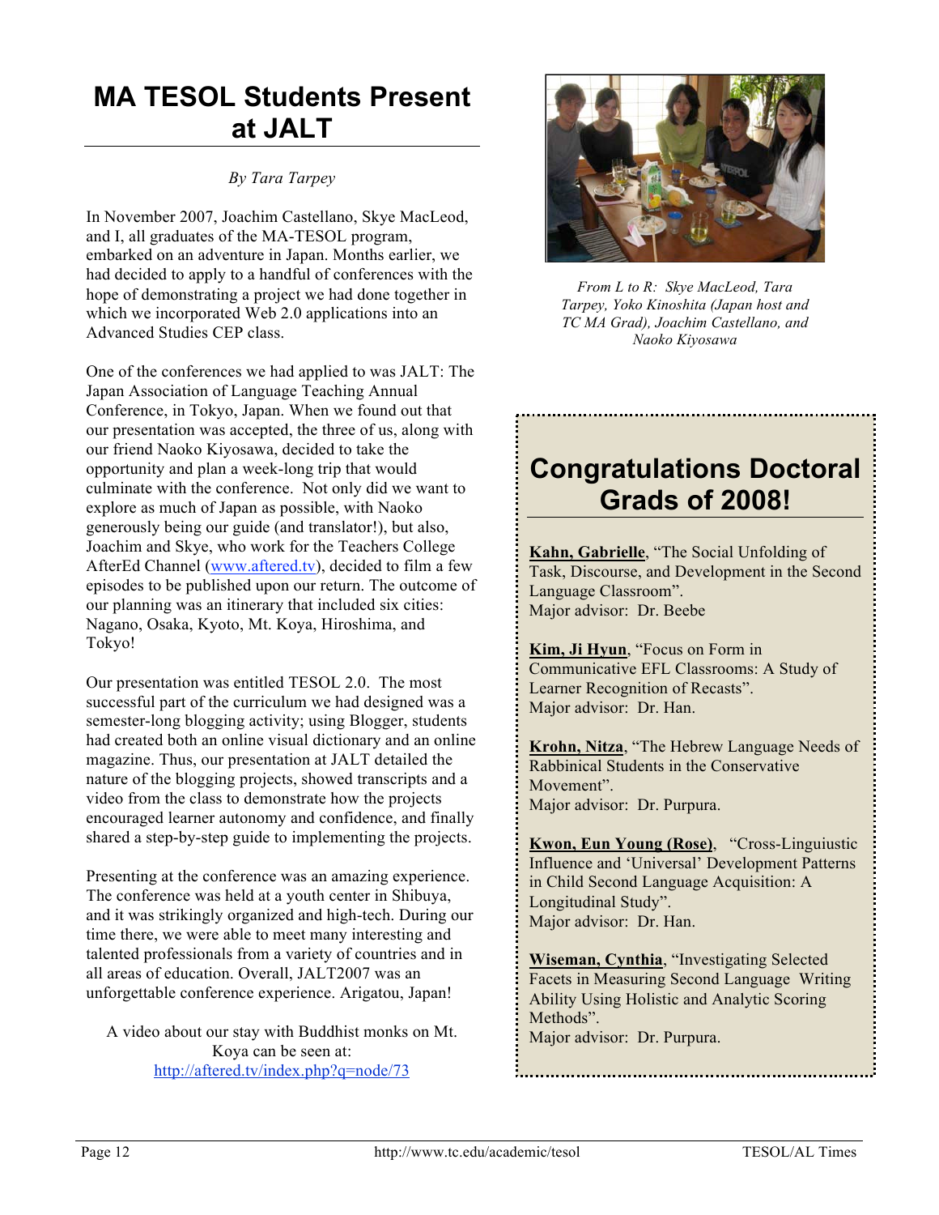# MA TESOL Students Present at JALT

*By Tara Tarpey*

In November 2007, Joachim Castellano, Skye MacLeod, and I, all graduates of the MA-TESOL program, embarked on an adventure in Japan. Months earlier, we had decided to apply to a handful of conferences with the hope of demonstrating a project we had done together in which we incorporated Web 2.0 applications into an Advanced Studies CEP class.

One of the conferences we had applied to was JALT: The Japan Association of Language Teaching Annual Conference, in Tokyo, Japan. When we found out that our presentation was accepted, the three of us, along with our friend Naoko Kiyosawa, decided to take the opportunity and plan a week-long trip that would culminate with the conference. Not only did we want to explore as much of Japan as possible, with Naoko generously being our guide (and translator!), but also, Joachim and Skye, who work for the Teachers College AfterEd Channel (www.aftered.tv), decided to film a few episodes to be published upon our return. The outcome of our planning was an itinerary that included six cities: Nagano, Osaka, Kyoto, Mt. Koya, Hiroshima, and Tokyo!

Our presentation was entitled TESOL 2.0. The most successful part of the curriculum we had designed was a semester-long blogging activity; using Blogger, students had created both an online visual dictionary and an online magazine. Thus, our presentation at JALT detailed the nature of the blogging projects, showed transcripts and a video from the class to demonstrate how the projects encouraged learner autonomy and confidence, and finally shared a step-by-step guide to implementing the projects.

Presenting at the conference was an amazing experience. The conference was held at a youth center in Shibuya, and it was strikingly organized and high-tech. During our time there, we were able to meet many interesting and talented professionals from a variety of countries and in all areas of education. Overall, JALT2007 was an unforgettable conference experience. Arigatou, Japan!

A video about our stay with Buddhist monks on Mt. Koya can be seen at: http://aftered.tv/index.php?q=node/73

*From L to R: Skye MacLeod, Tara Tarpey, Yoko Kinoshita (Japan host and TC MA Grad), Joachim Castellano, and Naoko Kiyosawa*

# Congratulations Doctoral Grads of 2008!

**Kahn, Gabrielle**, "The Social Unfolding of Task, Discourse, and Development in the Second Language Classroom".
Major advisor: Dr. Beebe

**Kim, Ji Hyun**, "Focus on Form in Communicative EFL Classrooms: A Study of Learner Recognition of Recasts".
Major advisor: Dr. Han.

**Krohn, Nitza**, "The Hebrew Language Needs of Rabbinical Students in the Conservative Movement".
Major advisor: Dr. Purpura.

**Kwon, Eun Young (Rose)**, "Cross-Linguiustic Influence and 'Universal' Development Patterns in Child Second Language Acquisition: A Longitudinal Study".
Major advisor: Dr. Han.

**Wiseman, Cynthia**, "Investigating Selected Facets in Measuring Second Language Writing Ability Using Holistic and Analytic Scoring Methods".
Major advisor: Dr. Purpura.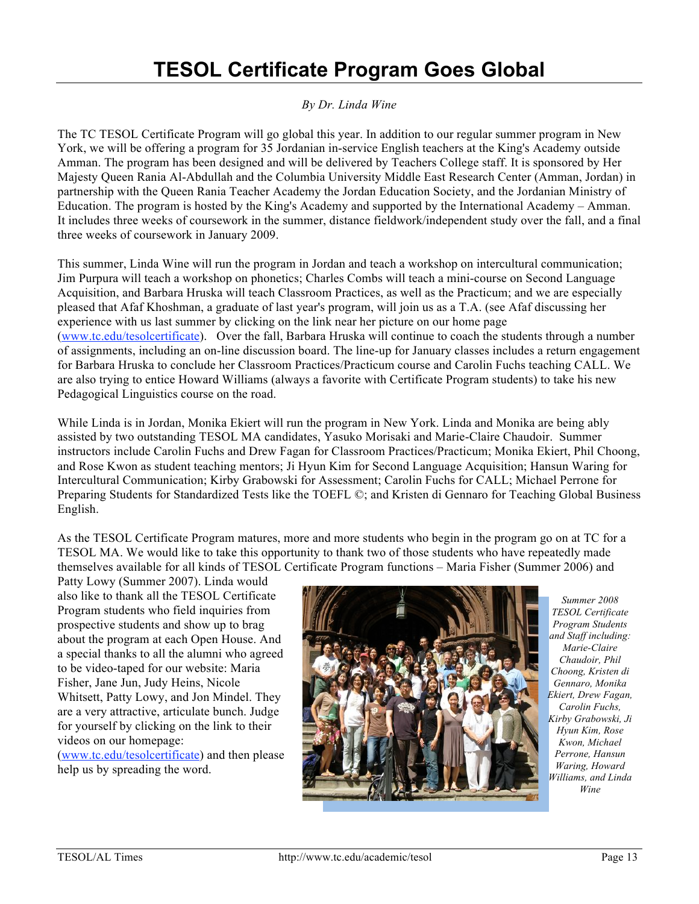# TESOL Certificate Program Goes Global

*By Dr. Linda Wine*

The TC TESOL Certificate Program will go global this year. In addition to our regular summer program in New York, we will be offering a program for 35 Jordanian in-service English teachers at the King's Academy outside Amman. The program has been designed and will be delivered by Teachers College staff. It is sponsored by Her Majesty Queen Rania Al-Abdullah and the Columbia University Middle East Research Center (Amman, Jordan) in partnership with the Queen Rania Teacher Academy the Jordan Education Society, and the Jordanian Ministry of Education. The program is hosted by the King's Academy and supported by the International Academy – Amman. It includes three weeks of coursework in the summer, distance fieldwork/independent study over the fall, and a final three weeks of coursework in January 2009.

This summer, Linda Wine will run the program in Jordan and teach a workshop on intercultural communication; Jim Purpura will teach a workshop on phonetics; Charles Combs will teach a mini-course on Second Language Acquisition, and Barbara Hruska will teach Classroom Practices, as well as the Practicum; and we are especially pleased that Afaf Khoshman, a graduate of last year's program, will join us as a T.A. (see Afaf discussing her experience with us last summer by clicking on the link near her picture on our home page (www.tc.edu/tesolcertificate). Over the fall, Barbara Hruska will continue to coach the students through a number of assignments, including an on-line discussion board. The line-up for January classes includes a return engagement for Barbara Hruska to conclude her Classroom Practices/Practicum course and Carolin Fuchs teaching CALL. We are also trying to entice Howard Williams (always a favorite with Certificate Program students) to take his new Pedagogical Linguistics course on the road.

While Linda is in Jordan, Monika Ekiert will run the program in New York. Linda and Monika are being ably assisted by two outstanding TESOL MA candidates, Yasuko Morisaki and Marie-Claire Chaudoir. Summer instructors include Carolin Fuchs and Drew Fagan for Classroom Practices/Practicum; Monika Ekiert, Phil Choong, and Rose Kwon as student teaching mentors; Ji Hyun Kim for Second Language Acquisition; Hansun Waring for Intercultural Communication; Kirby Grabowski for Assessment; Carolin Fuchs for CALL; Michael Perrone for Preparing Students for Standardized Tests like the TOEFL ©; and Kristen di Gennaro for Teaching Global Business English.

As the TESOL Certificate Program matures, more and more students who begin in the program go on at TC for a TESOL MA. We would like to take this opportunity to thank two of those students who have repeatedly made themselves available for all kinds of TESOL Certificate Program functions – Maria Fisher (Summer 2006) and Patty Lowy (Summer 2007). Linda would also like to thank all the TESOL Certificate Program students who field inquiries from prospective students and show up to brag about the program at each Open House. And a special thanks to all the alumni who agreed to be video-taped for our website: Maria Fisher, Jane Jun, Judy Heins, Nicole Whitsett, Patty Lowy, and Jon Mindel. They are a very attractive, articulate bunch. Judge for yourself by clicking on the link to their videos on our homepage: (www.tc.edu/tesolcertificate) and then please help us by spreading the word.

*Summer 2008 TESOL Certificate Program Students and Staff including: Marie-Claire Chaudoir, Phil Choong, Kristen di Gennaro, Monika Ekiert, Drew Fagan, Carolin Fuchs, Kirby Grabowski, Ji Hyun Kim, Rose Kwon, Michael Perrone, Hansun Waring, Howard Williams, and Linda Wine*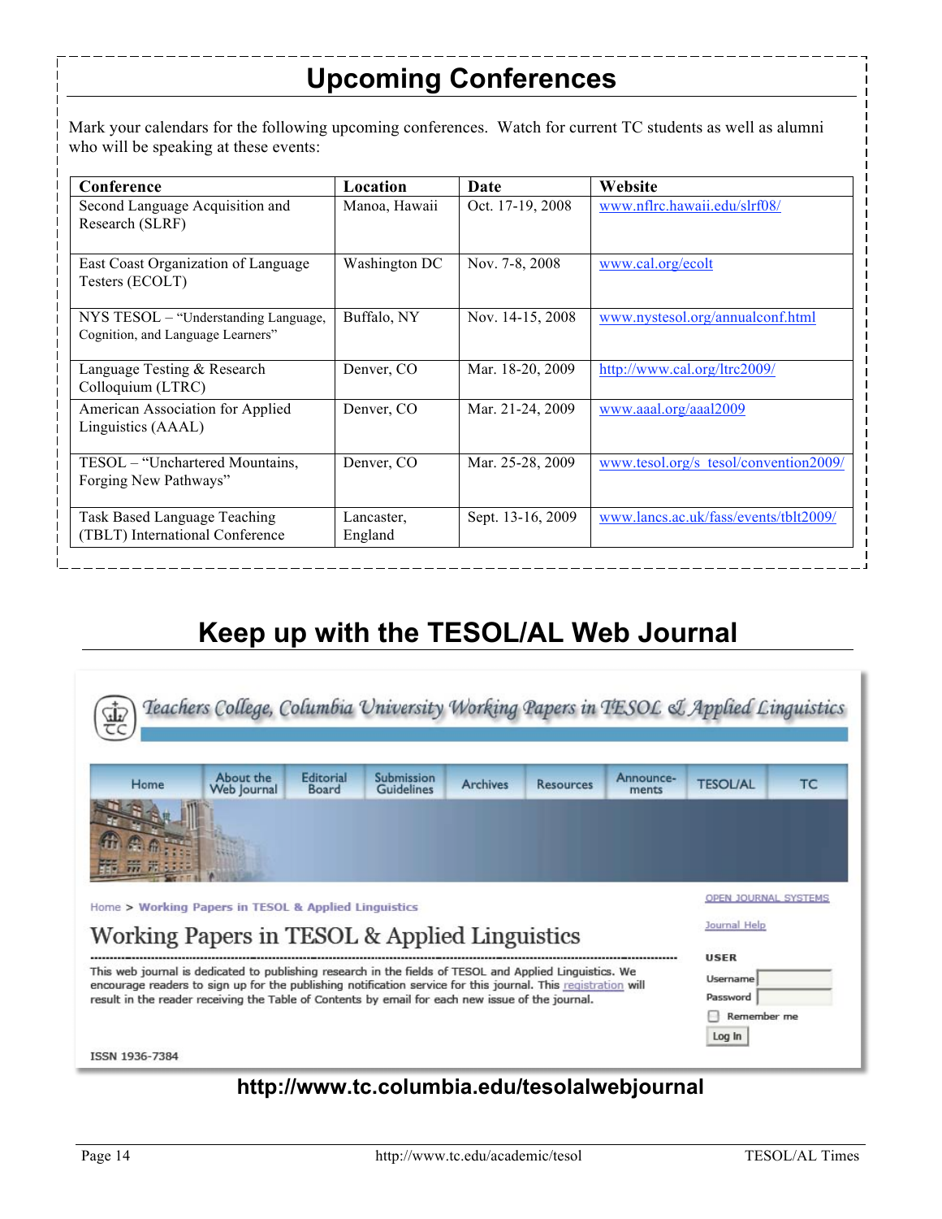# Upcoming Conferences

Mark your calendars for the following upcoming conferences. Watch for current TC students as well as alumni who will be speaking at these events:

| Conference | Location | Date | Website |
|---|---|---|---|
| Second Language Acquisition and Research (SLRF) | Manoa, Hawaii | Oct. 17-19, 2008 | www.nflrc.hawaii.edu/slrf08/ |
| East Coast Organization of Language Testers (ECOLT) | Washington DC | Nov. 7-8, 2008 | www.cal.org/ecolt |
| NYS TESOL – "Understanding Language, Cognition, and Language Learners" | Buffalo, NY | Nov. 14-15, 2008 | www.nystesol.org/annualconf.html |
| Language Testing & Research Colloquium (LTRC) | Denver, CO | Mar. 18-20, 2009 | http://www.cal.org/ltrc2009/ |
| American Association for Applied Linguistics (AAAL) | Denver, CO | Mar. 21-24, 2009 | www.aaal.org/aaal2009 |
| TESOL – "Unchartered Mountains, Forging New Pathways" | Denver, CO | Mar. 25-28, 2009 | www.tesol.org/s_tesol/convention2009/ |
| Task Based Language Teaching (TBLT) International Conference | Lancaster, England | Sept. 13-16, 2009 | www.lancs.ac.uk/fass/events/tblt2009/ |

# Keep up with the TESOL/AL Web Journal

Teachers College, Columbia University Working Papers in TESOL & Applied Linguistics

Home | About the Web Journal | Editorial Board | Submission Guidelines | Archives | Resources | Announcements | TESOL/AL | TC

Home > Working Papers in TESOL & Applied Linguistics

## Working Papers in TESOL & Applied Linguistics

This web journal is dedicated to publishing research in the fields of TESOL and Applied Linguistics. We encourage readers to sign up for the publishing notification service for this journal. This registration will result in the reader receiving the Table of Contents by email for each new issue of the journal.

ISSN 1936-7384

OPEN JOURNAL SYSTEMS

Journal Help

USER

Username

Password

Remember me

Log In

**http://www.tc.columbia.edu/tesolalwebjournal**